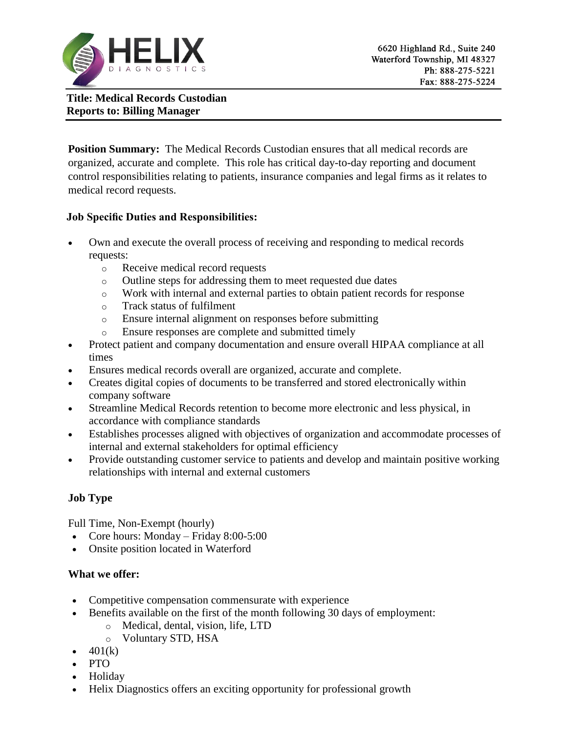HELIX DIAGNOSTICS

6620 Highland Rd., Suite 240
Waterford Township, MI 48327
Ph: 888-275-5221
Fax: 888-275-5224

**Title: Medical Records Custodian**
**Reports to: Billing Manager**

**Position Summary:** The Medical Records Custodian ensures that all medical records are organized, accurate and complete. This role has critical day-to-day reporting and document control responsibilities relating to patients, insurance companies and legal firms as it relates to medical record requests.

**Job Specific Duties and Responsibilities:**

- Own and execute the overall process of receiving and responding to medical records requests:
  - Receive medical record requests
  - Outline steps for addressing them to meet requested due dates
  - Work with internal and external parties to obtain patient records for response
  - Track status of fulfilment
  - Ensure internal alignment on responses before submitting
  - Ensure responses are complete and submitted timely
- Protect patient and company documentation and ensure overall HIPAA compliance at all times
- Ensures medical records overall are organized, accurate and complete.
- Creates digital copies of documents to be transferred and stored electronically within company software
- Streamline Medical Records retention to become more electronic and less physical, in accordance with compliance standards
- Establishes processes aligned with objectives of organization and accommodate processes of internal and external stakeholders for optimal efficiency
- Provide outstanding customer service to patients and develop and maintain positive working relationships with internal and external customers

**Job Type**

Full Time, Non-Exempt (hourly)

- Core hours: Monday – Friday 8:00-5:00
- Onsite position located in Waterford

**What we offer:**

- Competitive compensation commensurate with experience
- Benefits available on the first of the month following 30 days of employment:
  - Medical, dental, vision, life, LTD
  - Voluntary STD, HSA
- 401(k)
- PTO
- Holiday
- Helix Diagnostics offers an exciting opportunity for professional growth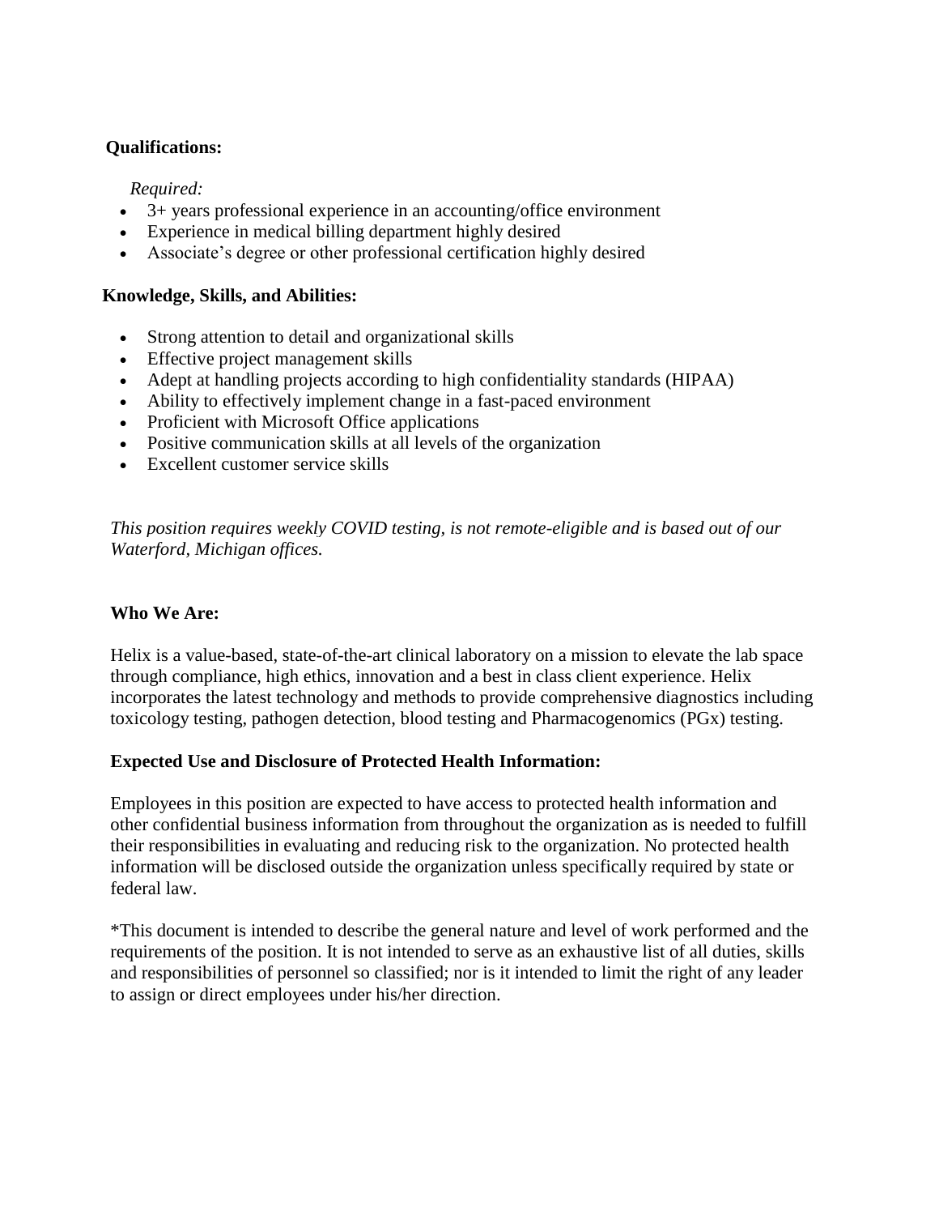**Qualifications:**

*Required:*

- 3+ years professional experience in an accounting/office environment
- Experience in medical billing department highly desired
- Associate's degree or other professional certification highly desired

**Knowledge, Skills, and Abilities:**

- Strong attention to detail and organizational skills
- Effective project management skills
- Adept at handling projects according to high confidentiality standards (HIPAA)
- Ability to effectively implement change in a fast-paced environment
- Proficient with Microsoft Office applications
- Positive communication skills at all levels of the organization
- Excellent customer service skills

*This position requires weekly COVID testing, is not remote-eligible and is based out of our Waterford, Michigan offices.*

**Who We Are:**

Helix is a value-based, state-of-the-art clinical laboratory on a mission to elevate the lab space through compliance, high ethics, innovation and a best in class client experience. Helix incorporates the latest technology and methods to provide comprehensive diagnostics including toxicology testing, pathogen detection, blood testing and Pharmacogenomics (PGx) testing.

**Expected Use and Disclosure of Protected Health Information:**

Employees in this position are expected to have access to protected health information and other confidential business information from throughout the organization as is needed to fulfill their responsibilities in evaluating and reducing risk to the organization. No protected health information will be disclosed outside the organization unless specifically required by state or federal law.

*This document is intended to describe the general nature and level of work performed and the requirements of the position. It is not intended to serve as an exhaustive list of all duties, skills and responsibilities of personnel so classified; nor is it intended to limit the right of any leader to assign or direct employees under his/her direction.